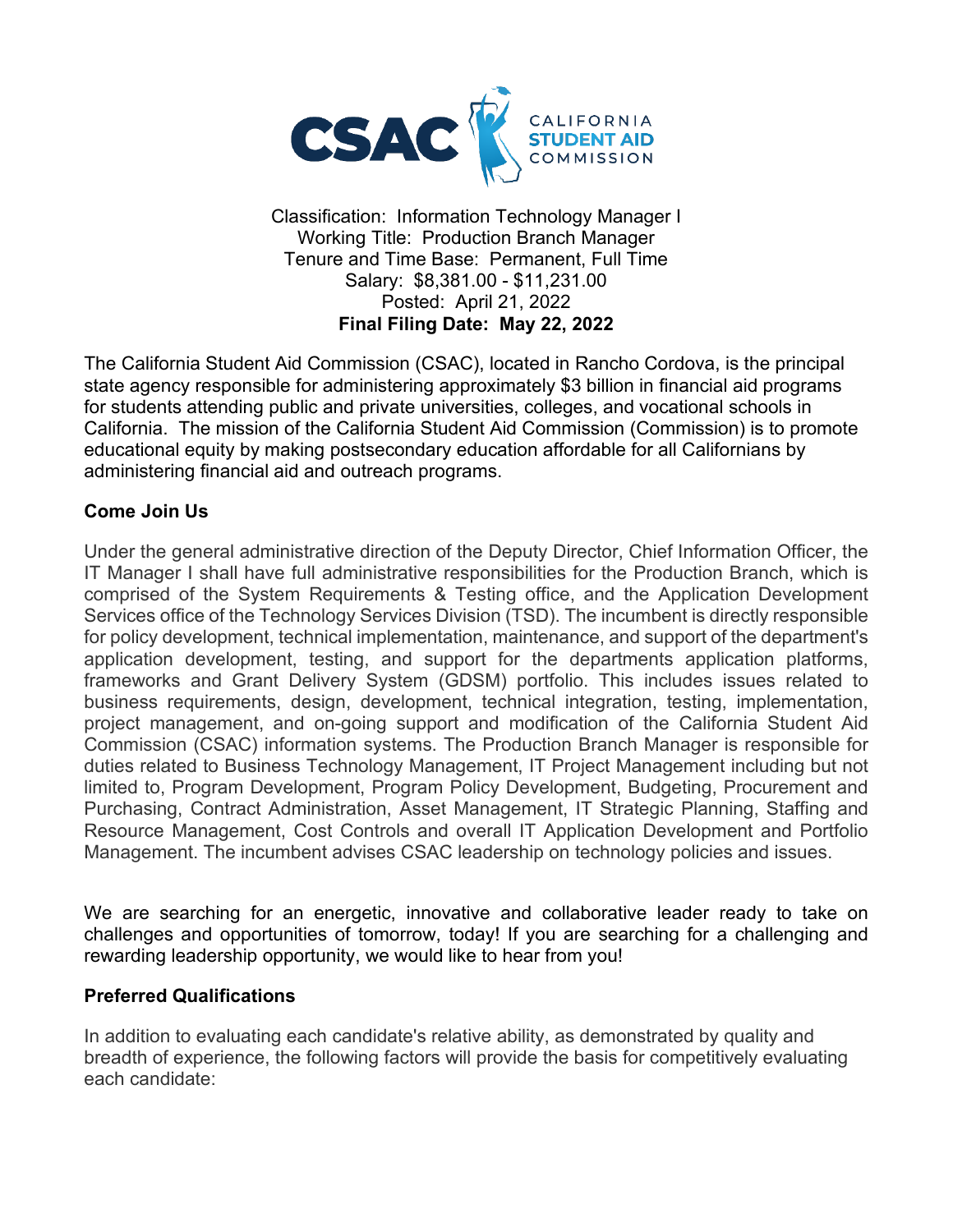Classification: Information Technology Manager I
Working Title: Production Branch Manager
Tenure and Time Base: Permanent, Full Time
Salary: $8,381.00 - $11,231.00
Posted: April 21, 2022
**Final Filing Date: May 22, 2022**

The California Student Aid Commission (CSAC), located in Rancho Cordova, is the principal state agency responsible for administering approximately $3 billion in financial aid programs for students attending public and private universities, colleges, and vocational schools in California. The mission of the California Student Aid Commission (Commission) is to promote educational equity by making postsecondary education affordable for all Californians by administering financial aid and outreach programs.

## Come Join Us

Under the general administrative direction of the Deputy Director, Chief Information Officer, the IT Manager I shall have full administrative responsibilities for the Production Branch, which is comprised of the System Requirements & Testing office, and the Application Development Services office of the Technology Services Division (TSD). The incumbent is directly responsible for policy development, technical implementation, maintenance, and support of the department's application development, testing, and support for the departments application platforms, frameworks and Grant Delivery System (GDSM) portfolio. This includes issues related to business requirements, design, development, technical integration, testing, implementation, project management, and on-going support and modification of the California Student Aid Commission (CSAC) information systems. The Production Branch Manager is responsible for duties related to Business Technology Management, IT Project Management including but not limited to, Program Development, Program Policy Development, Budgeting, Procurement and Purchasing, Contract Administration, Asset Management, IT Strategic Planning, Staffing and Resource Management, Cost Controls and overall IT Application Development and Portfolio Management. The incumbent advises CSAC leadership on technology policies and issues.

We are searching for an energetic, innovative and collaborative leader ready to take on challenges and opportunities of tomorrow, today! If you are searching for a challenging and rewarding leadership opportunity, we would like to hear from you!

## Preferred Qualifications

In addition to evaluating each candidate's relative ability, as demonstrated by quality and breadth of experience, the following factors will provide the basis for competitively evaluating each candidate: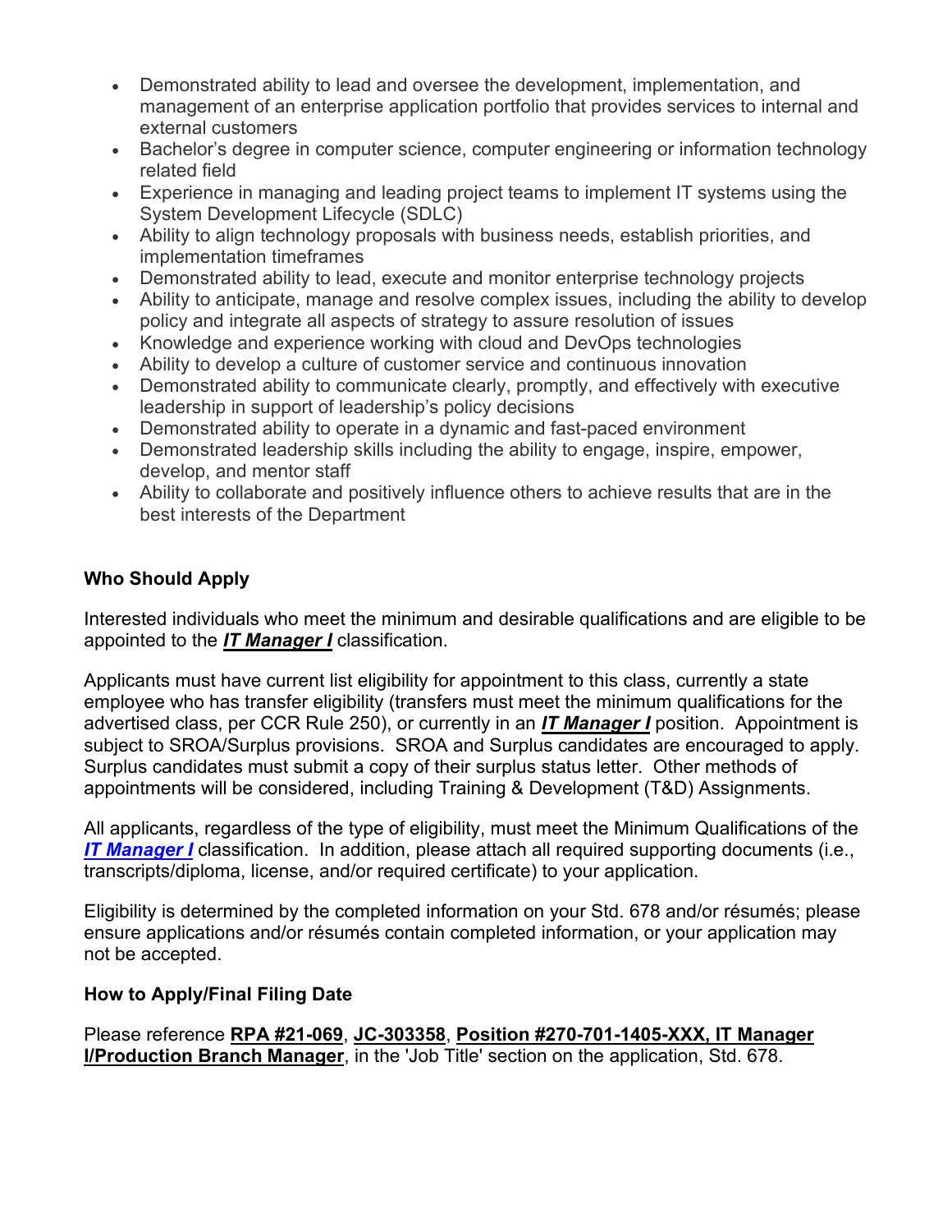- Demonstrated ability to lead and oversee the development, implementation, and management of an enterprise application portfolio that provides services to internal and external customers
- Bachelor's degree in computer science, computer engineering or information technology related field
- Experience in managing and leading project teams to implement IT systems using the System Development Lifecycle (SDLC)
- Ability to align technology proposals with business needs, establish priorities, and implementation timeframes
- Demonstrated ability to lead, execute and monitor enterprise technology projects
- Ability to anticipate, manage and resolve complex issues, including the ability to develop policy and integrate all aspects of strategy to assure resolution of issues
- Knowledge and experience working with cloud and DevOps technologies
- Ability to develop a culture of customer service and continuous innovation
- Demonstrated ability to communicate clearly, promptly, and effectively with executive leadership in support of leadership's policy decisions
- Demonstrated ability to operate in a dynamic and fast-paced environment
- Demonstrated leadership skills including the ability to engage, inspire, empower, develop, and mentor staff
- Ability to collaborate and positively influence others to achieve results that are in the best interests of the Department

**Who Should Apply**

Interested individuals who meet the minimum and desirable qualifications and are eligible to be appointed to the ***IT Manager I*** classification.

Applicants must have current list eligibility for appointment to this class, currently a state employee who has transfer eligibility (transfers must meet the minimum qualifications for the advertised class, per CCR Rule 250), or currently in an ***IT Manager I*** position. Appointment is subject to SROA/Surplus provisions. SROA and Surplus candidates are encouraged to apply. Surplus candidates must submit a copy of their surplus status letter. Other methods of appointments will be considered, including Training & Development (T&D) Assignments.

All applicants, regardless of the type of eligibility, must meet the Minimum Qualifications of the ***IT Manager I*** classification. In addition, please attach all required supporting documents (i.e., transcripts/diploma, license, and/or required certificate) to your application.

Eligibility is determined by the completed information on your Std. 678 and/or résumés; please ensure applications and/or résumés contain completed information, or your application may not be accepted.

**How to Apply/Final Filing Date**

Please reference **RPA #21-069**, **JC-303358**, **Position #270-701-1405-XXX, IT Manager I/Production Branch Manager**, in the 'Job Title' section on the application, Std. 678.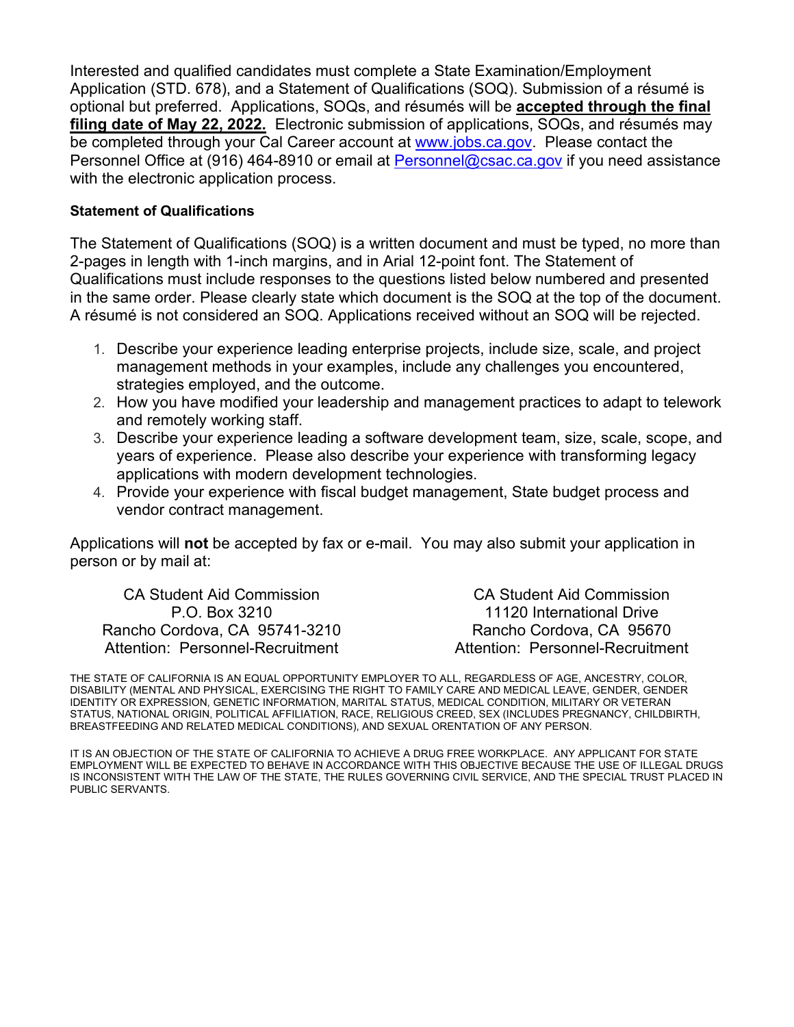Interested and qualified candidates must complete a State Examination/Employment Application (STD. 678), and a Statement of Qualifications (SOQ). Submission of a résumé is optional but preferred. Applications, SOQs, and résumés will be **accepted through the final filing date of May 22, 2022.** Electronic submission of applications, SOQs, and résumés may be completed through your Cal Career account at [www.jobs.ca.gov](http://www.jobs.ca.gov). Please contact the Personnel Office at (916) 464-8910 or email at [Personnel@csac.ca.gov](mailto:Personnel@csac.ca.gov) if you need assistance with the electronic application process.

**Statement of Qualifications**

The Statement of Qualifications (SOQ) is a written document and must be typed, no more than 2-pages in length with 1-inch margins, and in Arial 12-point font. The Statement of Qualifications must include responses to the questions listed below numbered and presented in the same order. Please clearly state which document is the SOQ at the top of the document. A résumé is not considered an SOQ. Applications received without an SOQ will be rejected.

1. Describe your experience leading enterprise projects, include size, scale, and project management methods in your examples, include any challenges you encountered, strategies employed, and the outcome.
2. How you have modified your leadership and management practices to adapt to telework and remotely working staff.
3. Describe your experience leading a software development team, size, scale, scope, and years of experience. Please also describe your experience with transforming legacy applications with modern development technologies.
4. Provide your experience with fiscal budget management, State budget process and vendor contract management.

Applications will **not** be accepted by fax or e-mail. You may also submit your application in person or by mail at:

CA Student Aid Commission
P.O. Box 3210
Rancho Cordova, CA 95741-3210
Attention: Personnel-Recruitment

CA Student Aid Commission
11120 International Drive
Rancho Cordova, CA 95670
Attention: Personnel-Recruitment

THE STATE OF CALIFORNIA IS AN EQUAL OPPORTUNITY EMPLOYER TO ALL, REGARDLESS OF AGE, ANCESTRY, COLOR, DISABILITY (MENTAL AND PHYSICAL, EXERCISING THE RIGHT TO FAMILY CARE AND MEDICAL LEAVE, GENDER, GENDER IDENTITY OR EXPRESSION, GENETIC INFORMATION, MARITAL STATUS, MEDICAL CONDITION, MILITARY OR VETERAN STATUS, NATIONAL ORIGIN, POLITICAL AFFILIATION, RACE, RELIGIOUS CREED, SEX (INCLUDES PREGNANCY, CHILDBIRTH, BREASTFEEDING AND RELATED MEDICAL CONDITIONS), AND SEXUAL ORENTATION OF ANY PERSON.

IT IS AN OBJECTION OF THE STATE OF CALIFORNIA TO ACHIEVE A DRUG FREE WORKPLACE. ANY APPLICANT FOR STATE EMPLOYMENT WILL BE EXPECTED TO BEHAVE IN ACCORDANCE WITH THIS OBJECTIVE BECAUSE THE USE OF ILLEGAL DRUGS IS INCONSISTENT WITH THE LAW OF THE STATE, THE RULES GOVERNING CIVIL SERVICE, AND THE SPECIAL TRUST PLACED IN PUBLIC SERVANTS.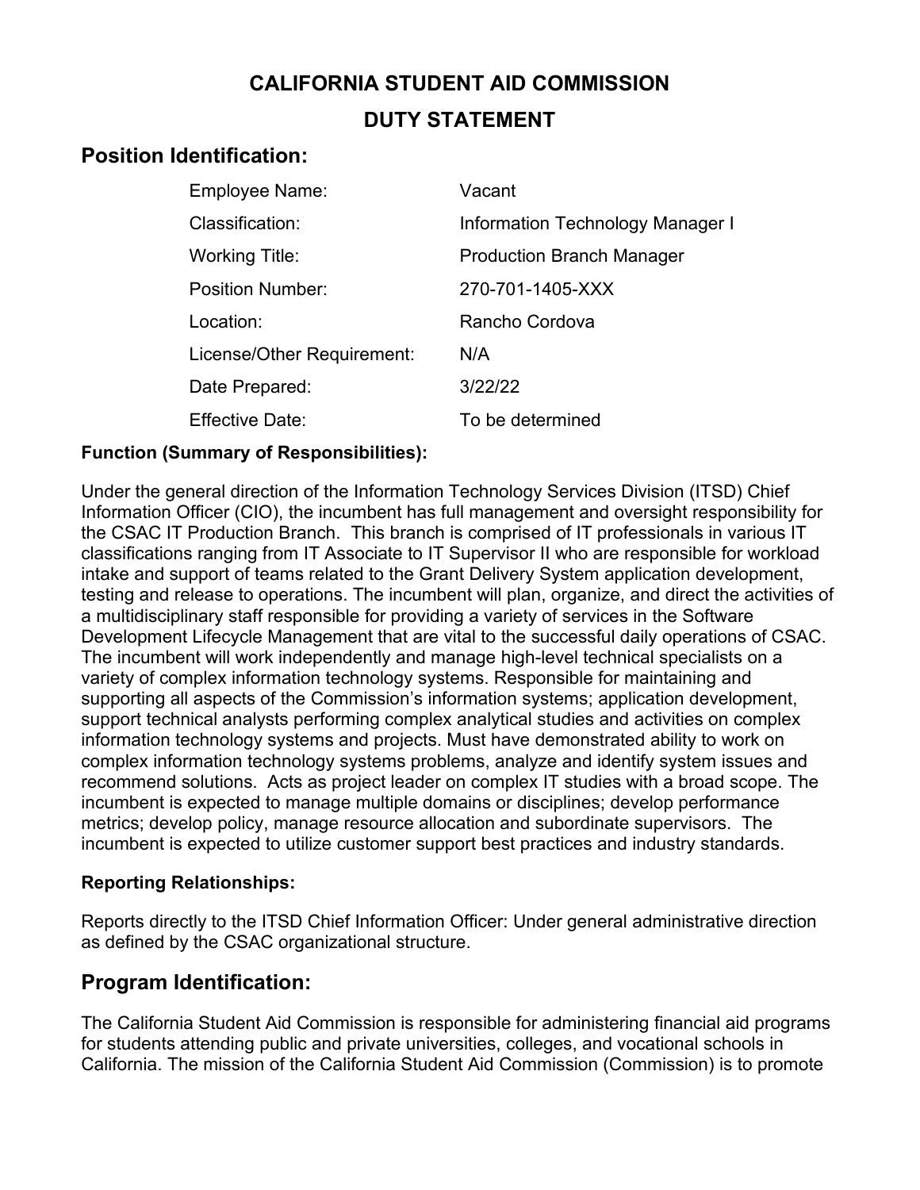# CALIFORNIA STUDENT AID COMMISSION

# DUTY STATEMENT

## Position Identification:

| | |
|---|---|
| Employee Name: | Vacant |
| Classification: | Information Technology Manager I |
| Working Title: | Production Branch Manager |
| Position Number: | 270-701-1405-XXX |
| Location: | Rancho Cordova |
| License/Other Requirement: | N/A |
| Date Prepared: | 3/22/22 |
| Effective Date: | To be determined |

**Function (Summary of Responsibilities):**

Under the general direction of the Information Technology Services Division (ITSD) Chief Information Officer (CIO), the incumbent has full management and oversight responsibility for the CSAC IT Production Branch. This branch is comprised of IT professionals in various IT classifications ranging from IT Associate to IT Supervisor II who are responsible for workload intake and support of teams related to the Grant Delivery System application development, testing and release to operations. The incumbent will plan, organize, and direct the activities of a multidisciplinary staff responsible for providing a variety of services in the Software Development Lifecycle Management that are vital to the successful daily operations of CSAC. The incumbent will work independently and manage high-level technical specialists on a variety of complex information technology systems. Responsible for maintaining and supporting all aspects of the Commission's information systems; application development, support technical analysts performing complex analytical studies and activities on complex information technology systems and projects. Must have demonstrated ability to work on complex information technology systems problems, analyze and identify system issues and recommend solutions. Acts as project leader on complex IT studies with a broad scope. The incumbent is expected to manage multiple domains or disciplines; develop performance metrics; develop policy, manage resource allocation and subordinate supervisors. The incumbent is expected to utilize customer support best practices and industry standards.

**Reporting Relationships:**

Reports directly to the ITSD Chief Information Officer: Under general administrative direction as defined by the CSAC organizational structure.

## Program Identification:

The California Student Aid Commission is responsible for administering financial aid programs for students attending public and private universities, colleges, and vocational schools in California. The mission of the California Student Aid Commission (Commission) is to promote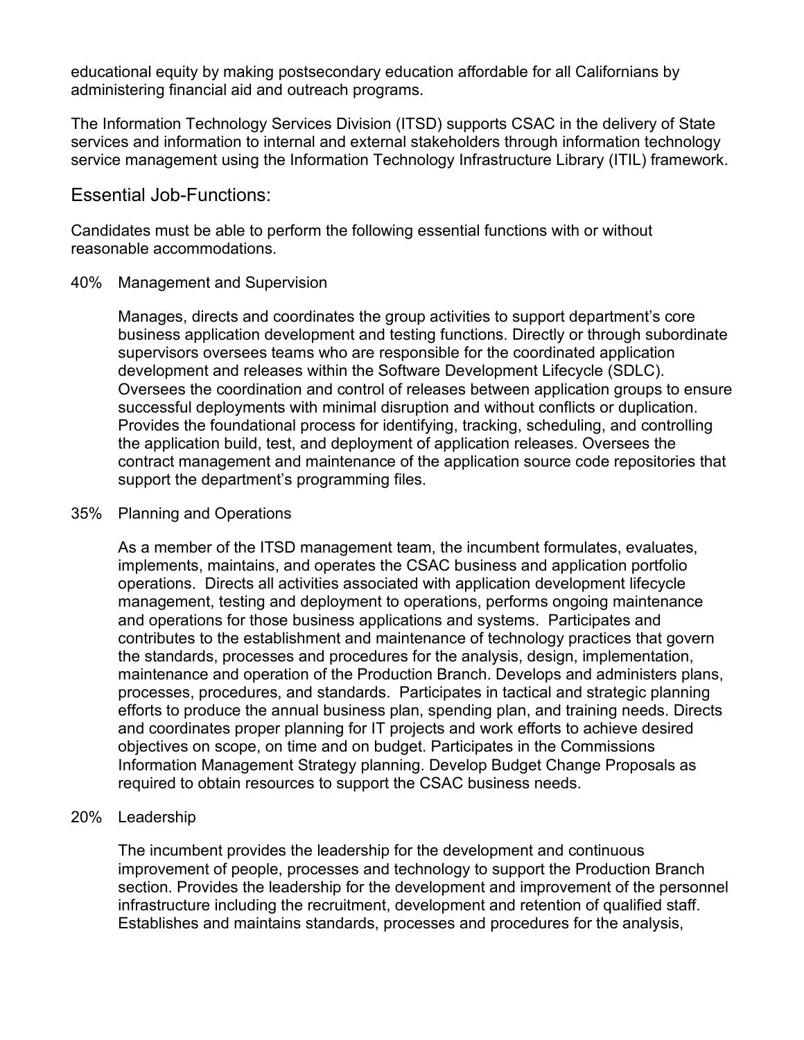educational equity by making postsecondary education affordable for all Californians by administering financial aid and outreach programs.

The Information Technology Services Division (ITSD) supports CSAC in the delivery of State services and information to internal and external stakeholders through information technology service management using the Information Technology Infrastructure Library (ITIL) framework.

## Essential Job-Functions:

Candidates must be able to perform the following essential functions with or without reasonable accommodations.

40% Management and Supervision

Manages, directs and coordinates the group activities to support department's core business application development and testing functions. Directly or through subordinate supervisors oversees teams who are responsible for the coordinated application development and releases within the Software Development Lifecycle (SDLC). Oversees the coordination and control of releases between application groups to ensure successful deployments with minimal disruption and without conflicts or duplication. Provides the foundational process for identifying, tracking, scheduling, and controlling the application build, test, and deployment of application releases. Oversees the contract management and maintenance of the application source code repositories that support the department's programming files.

35% Planning and Operations

As a member of the ITSD management team, the incumbent formulates, evaluates, implements, maintains, and operates the CSAC business and application portfolio operations. Directs all activities associated with application development lifecycle management, testing and deployment to operations, performs ongoing maintenance and operations for those business applications and systems. Participates and contributes to the establishment and maintenance of technology practices that govern the standards, processes and procedures for the analysis, design, implementation, maintenance and operation of the Production Branch. Develops and administers plans, processes, procedures, and standards. Participates in tactical and strategic planning efforts to produce the annual business plan, spending plan, and training needs. Directs and coordinates proper planning for IT projects and work efforts to achieve desired objectives on scope, on time and on budget. Participates in the Commissions Information Management Strategy planning. Develop Budget Change Proposals as required to obtain resources to support the CSAC business needs.

20% Leadership

The incumbent provides the leadership for the development and continuous improvement of people, processes and technology to support the Production Branch section. Provides the leadership for the development and improvement of the personnel infrastructure including the recruitment, development and retention of qualified staff. Establishes and maintains standards, processes and procedures for the analysis,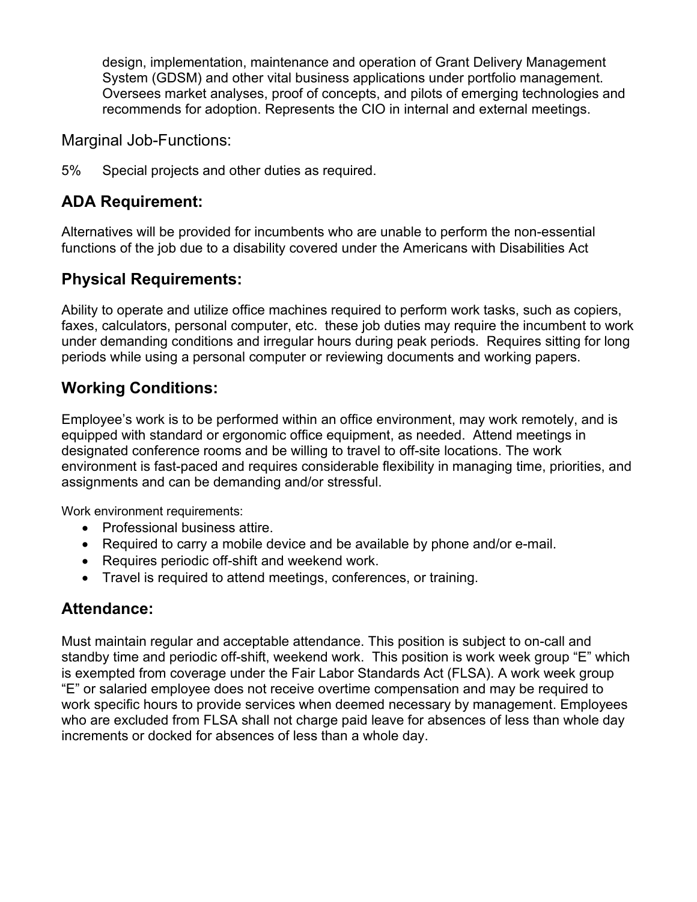design, implementation, maintenance and operation of Grant Delivery Management System (GDSM) and other vital business applications under portfolio management. Oversees market analyses, proof of concepts, and pilots of emerging technologies and recommends for adoption. Represents the CIO in internal and external meetings.

### Marginal Job-Functions:

5%  Special projects and other duties as required.

## ADA Requirement:

Alternatives will be provided for incumbents who are unable to perform the non-essential functions of the job due to a disability covered under the Americans with Disabilities Act

## Physical Requirements:

Ability to operate and utilize office machines required to perform work tasks, such as copiers, faxes, calculators, personal computer, etc.  these job duties may require the incumbent to work under demanding conditions and irregular hours during peak periods.  Requires sitting for long periods while using a personal computer or reviewing documents and working papers.

## Working Conditions:

Employee's work is to be performed within an office environment, may work remotely, and is equipped with standard or ergonomic office equipment, as needed.  Attend meetings in designated conference rooms and be willing to travel to off-site locations. The work environment is fast-paced and requires considerable flexibility in managing time, priorities, and assignments and can be demanding and/or stressful.

Work environment requirements:

- Professional business attire.
- Required to carry a mobile device and be available by phone and/or e-mail.
- Requires periodic off-shift and weekend work.
- Travel is required to attend meetings, conferences, or training.

## Attendance:

Must maintain regular and acceptable attendance. This position is subject to on-call and standby time and periodic off-shift, weekend work.  This position is work week group "E" which is exempted from coverage under the Fair Labor Standards Act (FLSA). A work week group "E" or salaried employee does not receive overtime compensation and may be required to work specific hours to provide services when deemed necessary by management. Employees who are excluded from FLSA shall not charge paid leave for absences of less than whole day increments or docked for absences of less than a whole day.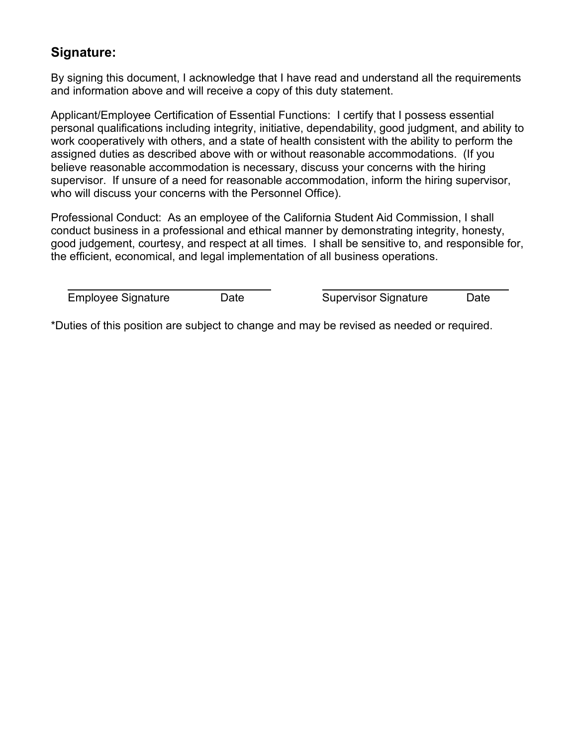## Signature:

By signing this document, I acknowledge that I have read and understand all the requirements and information above and will receive a copy of this duty statement.

Applicant/Employee Certification of Essential Functions: I certify that I possess essential personal qualifications including integrity, initiative, dependability, good judgment, and ability to work cooperatively with others, and a state of health consistent with the ability to perform the assigned duties as described above with or without reasonable accommodations. (If you believe reasonable accommodation is necessary, discuss your concerns with the hiring supervisor. If unsure of a need for reasonable accommodation, inform the hiring supervisor, who will discuss your concerns with the Personnel Office).

Professional Conduct: As an employee of the California Student Aid Commission, I shall conduct business in a professional and ethical manner by demonstrating integrity, honesty, good judgement, courtesy, and respect at all times. I shall be sensitive to, and responsible for, the efficient, economical, and legal implementation of all business operations.

| | | | |
|---|---|---|---|
| Employee Signature | Date | Supervisor Signature | Date |

*Duties of this position are subject to change and may be revised as needed or required.